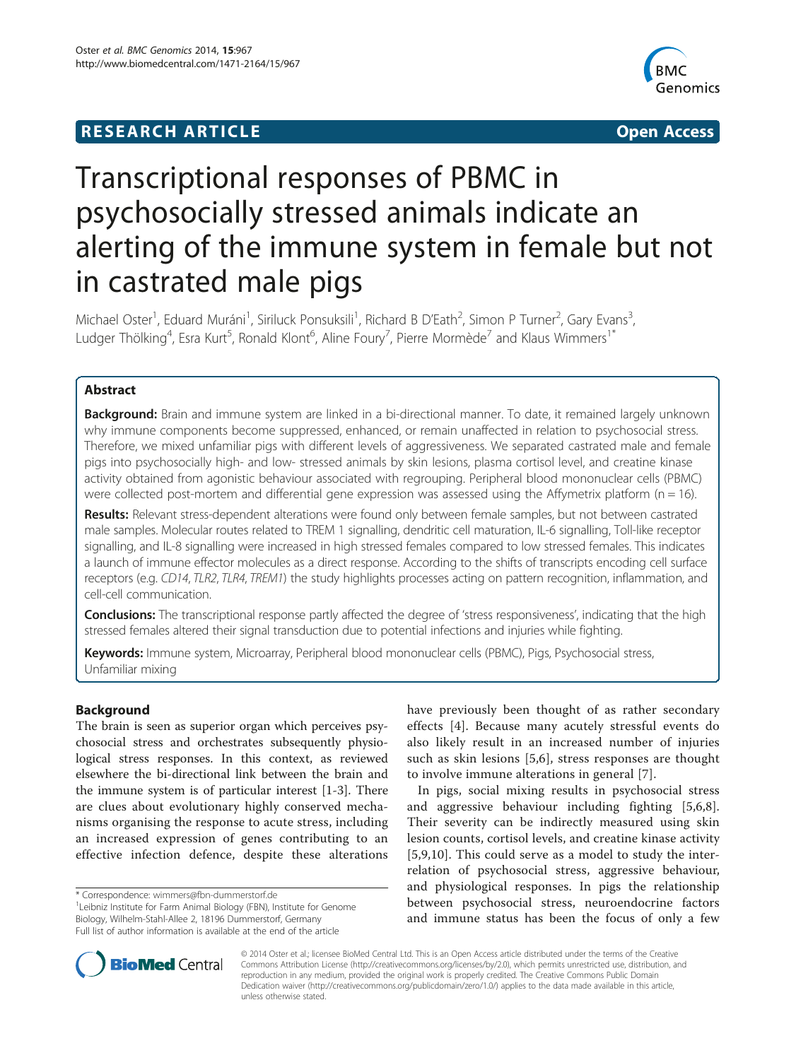**RESEARCH ARTICLE** **Open Access**

# Transcriptional responses of PBMC in psychosocially stressed animals indicate an alerting of the immune system in female but not in castrated male pigs

Michael Oster[1], Eduard Muráni[1], Siriluck Ponsuksili[1], Richard B D'Eath[2], Simon P Turner[2], Gary Evans[3], Ludger Thölking[4], Esra Kurt[5], Ronald Klont[6], Aline Foury[7], Pierre Mormède[7] and Klaus Wimmers[1*]

## Abstract

**Background:** Brain and immune system are linked in a bi-directional manner. To date, it remained largely unknown why immune components become suppressed, enhanced, or remain unaffected in relation to psychosocial stress. Therefore, we mixed unfamiliar pigs with different levels of aggressiveness. We separated castrated male and female pigs into psychosocially high- and low- stressed animals by skin lesions, plasma cortisol level, and creatine kinase activity obtained from agonistic behaviour associated with regrouping. Peripheral blood mononuclear cells (PBMC) were collected post-mortem and differential gene expression was assessed using the Affymetrix platform (n = 16).

**Results:** Relevant stress-dependent alterations were found only between female samples, but not between castrated male samples. Molecular routes related to TREM 1 signalling, dendritic cell maturation, IL-6 signalling, Toll-like receptor signalling, and IL-8 signalling were increased in high stressed females compared to low stressed females. This indicates a launch of immune effector molecules as a direct response. According to the shifts of transcripts encoding cell surface receptors (e.g. *CD14*, *TLR2*, *TLR4*, *TREM1*) the study highlights processes acting on pattern recognition, inflammation, and cell-cell communication.

**Conclusions:** The transcriptional response partly affected the degree of 'stress responsiveness', indicating that the high stressed females altered their signal transduction due to potential infections and injuries while fighting.

**Keywords:** Immune system, Microarray, Peripheral blood mononuclear cells (PBMC), Pigs, Psychosocial stress, Unfamiliar mixing

## Background

The brain is seen as superior organ which perceives psychosocial stress and orchestrates subsequently physiological stress responses. In this context, as reviewed elsewhere the bi-directional link between the brain and the immune system is of particular interest [1-3]. There are clues about evolutionary highly conserved mechanisms organising the response to acute stress, including an increased expression of genes contributing to an effective infection defence, despite these alterations have previously been thought of as rather secondary effects [4]. Because many acutely stressful events do also likely result in an increased number of injuries such as skin lesions [5,6], stress responses are thought to involve immune alterations in general [7].

In pigs, social mixing results in psychosocial stress and aggressive behaviour including fighting [5,6,8]. Their severity can be indirectly measured using skin lesion counts, cortisol levels, and creatine kinase activity [5,9,10]. This could serve as a model to study the interrelation of psychosocial stress, aggressive behaviour, and physiological responses. In pigs the relationship between psychosocial stress, neuroendocrine factors and immune status has been the focus of only a few

\* Correspondence: wimmers@fbn-dummerstorf.de
[1]Leibniz Institute for Farm Animal Biology (FBN), Institute for Genome Biology, Wilhelm-Stahl-Allee 2, 18196 Dummerstorf, Germany
Full list of author information is available at the end of the article

© 2014 Oster et al.; licensee BioMed Central Ltd. This is an Open Access article distributed under the terms of the Creative Commons Attribution License (http://creativecommons.org/licenses/by/2.0), which permits unrestricted use, distribution, and reproduction in any medium, provided the original work is properly credited. The Creative Commons Public Domain Dedication waiver (http://creativecommons.org/publicdomain/zero/1.0/) applies to the data made available in this article, unless otherwise stated.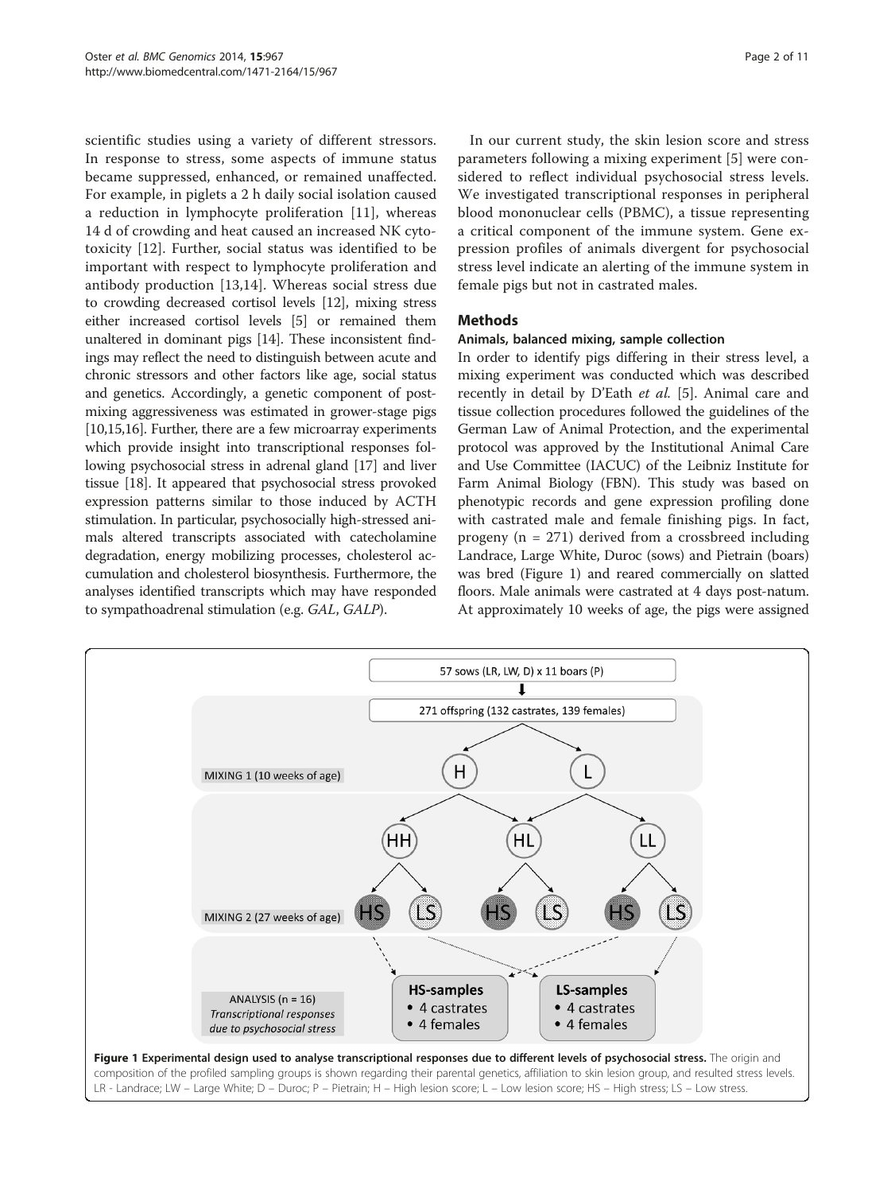scientific studies using a variety of different stressors. In response to stress, some aspects of immune status became suppressed, enhanced, or remained unaffected. For example, in piglets a 2 h daily social isolation caused a reduction in lymphocyte proliferation [11], whereas 14 d of crowding and heat caused an increased NK cytotoxicity [12]. Further, social status was identified to be important with respect to lymphocyte proliferation and antibody production [13,14]. Whereas social stress due to crowding decreased cortisol levels [12], mixing stress either increased cortisol levels [5] or remained them unaltered in dominant pigs [14]. These inconsistent findings may reflect the need to distinguish between acute and chronic stressors and other factors like age, social status and genetics. Accordingly, a genetic component of post-mixing aggressiveness was estimated in grower-stage pigs [10,15,16]. Further, there are a few microarray experiments which provide insight into transcriptional responses following psychosocial stress in adrenal gland [17] and liver tissue [18]. It appeared that psychosocial stress provoked expression patterns similar to those induced by ACTH stimulation. In particular, psychosocially high-stressed animals altered transcripts associated with catecholamine degradation, energy mobilizing processes, cholesterol accumulation and cholesterol biosynthesis. Furthermore, the analyses identified transcripts which may have responded to sympathoadrenal stimulation (e.g. *GAL*, *GALP*).

In our current study, the skin lesion score and stress parameters following a mixing experiment [5] were considered to reflect individual psychosocial stress levels. We investigated transcriptional responses in peripheral blood mononuclear cells (PBMC), a tissue representing a critical component of the immune system. Gene expression profiles of animals divergent for psychosocial stress level indicate an alerting of the immune system in female pigs but not in castrated males.

## Methods

### Animals, balanced mixing, sample collection

In order to identify pigs differing in their stress level, a mixing experiment was conducted which was described recently in detail by D'Eath *et al.* [5]. Animal care and tissue collection procedures followed the guidelines of the German Law of Animal Protection, and the experimental protocol was approved by the Institutional Animal Care and Use Committee (IACUC) of the Leibniz Institute for Farm Animal Biology (FBN). This study was based on phenotypic records and gene expression profiling done with castrated male and female finishing pigs. In fact, progeny (n = 271) derived from a crossbreed including Landrace, Large White, Duroc (sows) and Pietrain (boars) was bred (Figure 1) and reared commercially on slatted floors. Male animals were castrated at 4 days post-natum. At approximately 10 weeks of age, the pigs were assigned

57 sows (LR, LW, D) x 11 boars (P)

271 offspring (132 castrates, 139 females)

MIXING 1 (10 weeks of age): H, L

HH, HL, LL

MIXING 2 (27 weeks of age): HS, LS, HS, LS, HS, LS

ANALYSIS (n = 16) *Transcriptional responses due to psychosocial stress*

**HS-samples**
- 4 castrates
- 4 females

**LS-samples**
- 4 castrates
- 4 females

**Figure 1 Experimental design used to analyse transcriptional responses due to different levels of psychosocial stress.** The origin and composition of the profiled sampling groups is shown regarding their parental genetics, affiliation to skin lesion group, and resulted stress levels. LR - Landrace; LW – Large White; D – Duroc; P – Pietrain; H – High lesion score; L – Low lesion score; HS – High stress; LS – Low stress.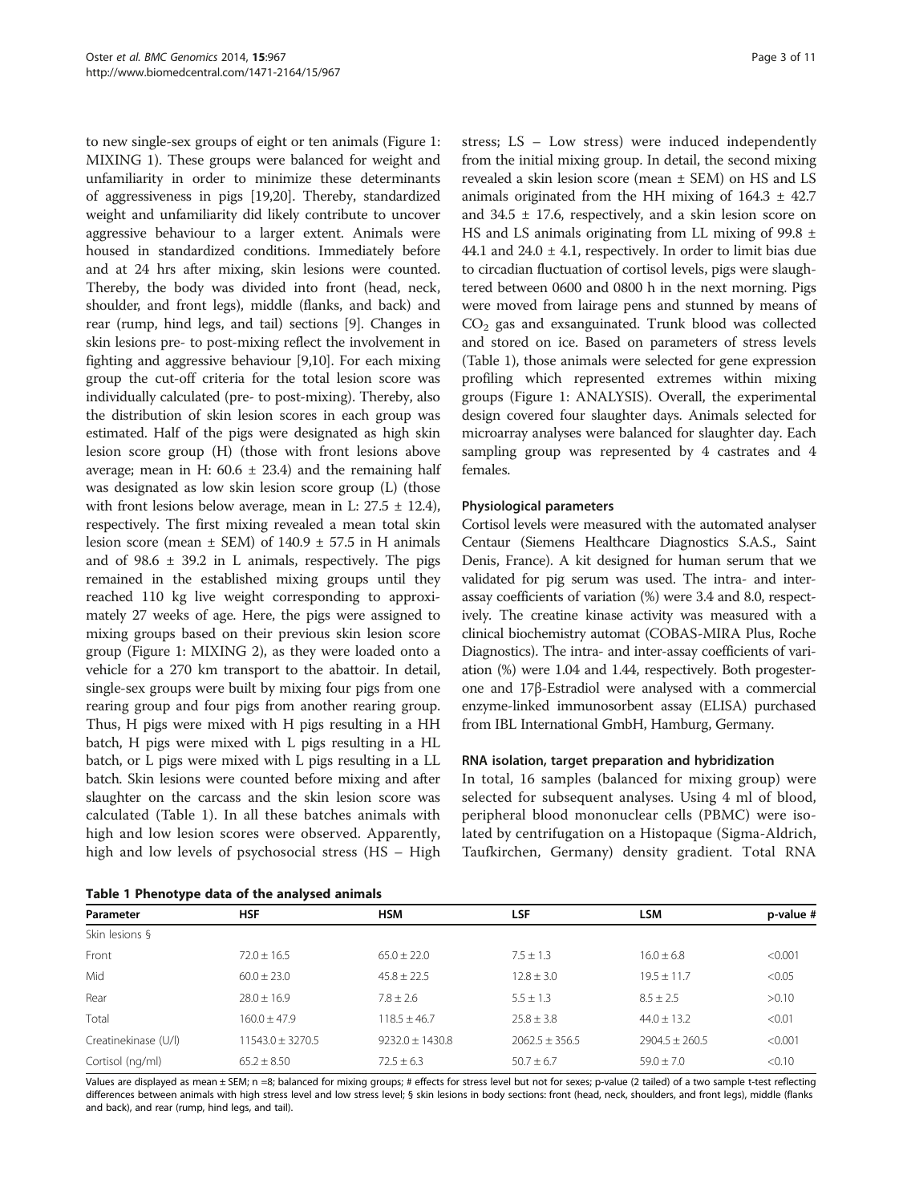to new single-sex groups of eight or ten animals (Figure 1: MIXING 1). These groups were balanced for weight and unfamiliarity in order to minimize these determinants of aggressiveness in pigs [19,20]. Thereby, standardized weight and unfamiliarity did likely contribute to uncover aggressive behaviour to a larger extent. Animals were housed in standardized conditions. Immediately before and at 24 hrs after mixing, skin lesions were counted. Thereby, the body was divided into front (head, neck, shoulder, and front legs), middle (flanks, and back) and rear (rump, hind legs, and tail) sections [9]. Changes in skin lesions pre- to post-mixing reflect the involvement in fighting and aggressive behaviour [9,10]. For each mixing group the cut-off criteria for the total lesion score was individually calculated (pre- to post-mixing). Thereby, also the distribution of skin lesion scores in each group was estimated. Half of the pigs were designated as high skin lesion score group (H) (those with front lesions above average; mean in H: 60.6 ± 23.4) and the remaining half was designated as low skin lesion score group (L) (those with front lesions below average, mean in L: 27.5 ± 12.4), respectively. The first mixing revealed a mean total skin lesion score (mean ± SEM) of 140.9 ± 57.5 in H animals and of 98.6 ± 39.2 in L animals, respectively. The pigs remained in the established mixing groups until they reached 110 kg live weight corresponding to approximately 27 weeks of age. Here, the pigs were assigned to mixing groups based on their previous skin lesion score group (Figure 1: MIXING 2), as they were loaded onto a vehicle for a 270 km transport to the abattoir. In detail, single-sex groups were built by mixing four pigs from one rearing group and four pigs from another rearing group. Thus, H pigs were mixed with H pigs resulting in a HH batch, H pigs were mixed with L pigs resulting in a HL batch, or L pigs were mixed with L pigs resulting in a LL batch. Skin lesions were counted before mixing and after slaughter on the carcass and the skin lesion score was calculated (Table 1). In all these batches animals with high and low lesion scores were observed. Apparently, high and low levels of psychosocial stress (HS – High stress; LS – Low stress) were induced independently from the initial mixing group. In detail, the second mixing revealed a skin lesion score (mean ± SEM) on HS and LS animals originated from the HH mixing of 164.3 ± 42.7 and 34.5 ± 17.6, respectively, and a skin lesion score on HS and LS animals originating from LL mixing of 99.8 ± 44.1 and 24.0 ± 4.1, respectively. In order to limit bias due to circadian fluctuation of cortisol levels, pigs were slaughtered between 0600 and 0800 h in the next morning. Pigs were moved from lairage pens and stunned by means of $CO_2$ gas and exsanguinated. Trunk blood was collected and stored on ice. Based on parameters of stress levels (Table 1), those animals were selected for gene expression profiling which represented extremes within mixing groups (Figure 1: ANALYSIS). Overall, the experimental design covered four slaughter days. Animals selected for microarray analyses were balanced for slaughter day. Each sampling group was represented by 4 castrates and 4 females.

### Physiological parameters

Cortisol levels were measured with the automated analyser Centaur (Siemens Healthcare Diagnostics S.A.S., Saint Denis, France). A kit designed for human serum that we validated for pig serum was used. The intra- and inter-assay coefficients of variation (%) were 3.4 and 8.0, respectively. The creatine kinase activity was measured with a clinical biochemistry automat (COBAS-MIRA Plus, Roche Diagnostics). The intra- and inter-assay coefficients of variation (%) were 1.04 and 1.44, respectively. Both progesterone and 17β-Estradiol were analysed with a commercial enzyme-linked immunosorbent assay (ELISA) purchased from IBL International GmbH, Hamburg, Germany.

### RNA isolation, target preparation and hybridization

In total, 16 samples (balanced for mixing group) were selected for subsequent analyses. Using 4 ml of blood, peripheral blood mononuclear cells (PBMC) were isolated by centrifugation on a Histopaque (Sigma-Aldrich, Taufkirchen, Germany) density gradient. Total RNA

**Table 1 Phenotype data of the analysed animals**

| Parameter | HSF | HSM | LSF | LSM | p-value # |
|---|---|---|---|---|---|
| Skin lesions § | | | | | |
| Front | 72.0 ± 16.5 | 65.0 ± 22.0 | 7.5 ± 1.3 | 16.0 ± 6.8 | <0.001 |
| Mid | 60.0 ± 23.0 | 45.8 ± 22.5 | 12.8 ± 3.0 | 19.5 ± 11.7 | <0.05 |
| Rear | 28.0 ± 16.9 | 7.8 ± 2.6 | 5.5 ± 1.3 | 8.5 ± 2.5 | >0.10 |
| Total | 160.0 ± 47.9 | 118.5 ± 46.7 | 25.8 ± 3.8 | 44.0 ± 13.2 | <0.01 |
| Creatinekinase (U/l) | 11543.0 ± 3270.5 | 9232.0 ± 1430.8 | 2062.5 ± 356.5 | 2904.5 ± 260.5 | <0.001 |
| Cortisol (ng/ml) | 65.2 ± 8.50 | 72.5 ± 6.3 | 50.7 ± 6.7 | 59.0 ± 7.0 | <0.10 |

Values are displayed as mean ± SEM; n =8; balanced for mixing groups; # effects for stress level but not for sexes; p-value (2 tailed) of a two sample t-test reflecting differences between animals with high stress level and low stress level; § skin lesions in body sections: front (head, neck, shoulders, and front legs), middle (flanks and back), and rear (rump, hind legs, and tail).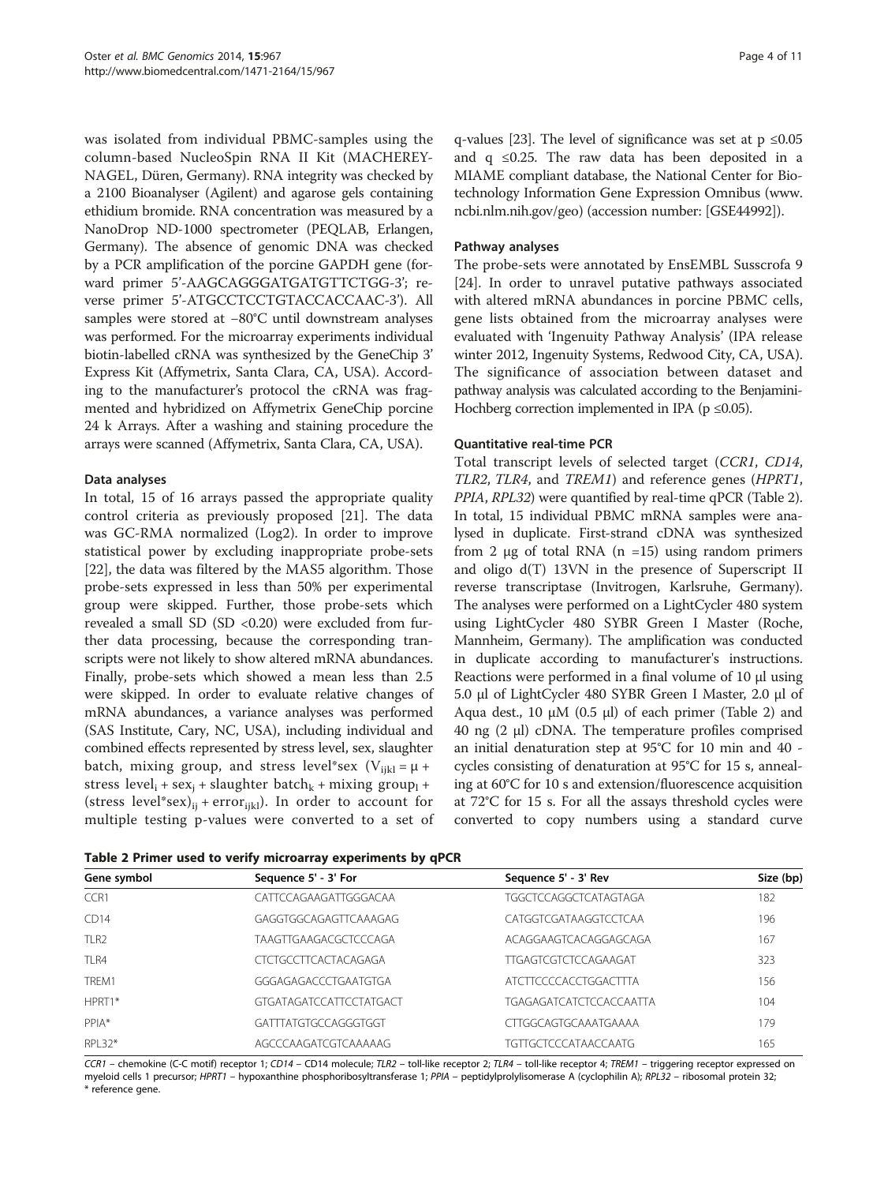was isolated from individual PBMC-samples using the column-based NucleoSpin RNA II Kit (MACHEREY-NAGEL, Düren, Germany). RNA integrity was checked by a 2100 Bioanalyser (Agilent) and agarose gels containing ethidium bromide. RNA concentration was measured by a NanoDrop ND-1000 spectrometer (PEQLAB, Erlangen, Germany). The absence of genomic DNA was checked by a PCR amplification of the porcine GAPDH gene (forward primer 5'-AAGCAGGGATGATGTTCTGG-3'; reverse primer 5'-ATGCCTCCTGTACCACCAAC-3'). All samples were stored at −80°C until downstream analyses was performed. For the microarray experiments individual biotin-labelled cRNA was synthesized by the GeneChip 3' Express Kit (Affymetrix, Santa Clara, CA, USA). According to the manufacturer's protocol the cRNA was fragmented and hybridized on Affymetrix GeneChip porcine 24 k Arrays. After a washing and staining procedure the arrays were scanned (Affymetrix, Santa Clara, CA, USA).

### Data analyses

In total, 15 of 16 arrays passed the appropriate quality control criteria as previously proposed [21]. The data was GC-RMA normalized (Log2). In order to improve statistical power by excluding inappropriate probe-sets [22], the data was filtered by the MAS5 algorithm. Those probe-sets expressed in less than 50% per experimental group were skipped. Further, those probe-sets which revealed a small SD (SD <0.20) were excluded from further data processing, because the corresponding transcripts were not likely to show altered mRNA abundances. Finally, probe-sets which showed a mean less than 2.5 were skipped. In order to evaluate relative changes of mRNA abundances, a variance analyses was performed (SAS Institute, Cary, NC, USA), including individual and combined effects represented by stress level, sex, slaughter batch, mixing group, and stress level*sex ($V_{ijkl} = \mu +$ stress level$_i$ + sex$_j$ + slaughter batch$_k$ + mixing group$_l$ + (stress level*sex)$_{ij}$ + error$_{ijkl}$). In order to account for multiple testing p-values were converted to a set of q-values [23]. The level of significance was set at $p \leq 0.05$ and $q \leq 0.25$. The raw data has been deposited in a MIAME compliant database, the National Center for Biotechnology Information Gene Expression Omnibus (www.ncbi.nlm.nih.gov/geo) (accession number: [GSE44992]).

### Pathway analyses

The probe-sets were annotated by EnsEMBL Susscrofa 9 [24]. In order to unravel putative pathways associated with altered mRNA abundances in porcine PBMC cells, gene lists obtained from the microarray analyses were evaluated with 'Ingenuity Pathway Analysis' (IPA release winter 2012, Ingenuity Systems, Redwood City, CA, USA). The significance of association between dataset and pathway analysis was calculated according to the Benjamini-Hochberg correction implemented in IPA ($p \leq 0.05$).

### Quantitative real-time PCR

Total transcript levels of selected target (*CCR1*, *CD14*, *TLR2*, *TLR4*, and *TREM1*) and reference genes (*HPRT1*, *PPIA*, *RPL32*) were quantified by real-time qPCR (Table 2). In total, 15 individual PBMC mRNA samples were analysed in duplicate. First-strand cDNA was synthesized from 2 μg of total RNA (n =15) using random primers and oligo d(T) 13VN in the presence of Superscript II reverse transcriptase (Invitrogen, Karlsruhe, Germany). The analyses were performed on a LightCycler 480 system using LightCycler 480 SYBR Green I Master (Roche, Mannheim, Germany). The amplification was conducted in duplicate according to manufacturer's instructions. Reactions were performed in a final volume of 10 μl using 5.0 μl of LightCycler 480 SYBR Green I Master, 2.0 μl of Aqua dest., 10 μM (0.5 μl) of each primer (Table 2) and 40 ng (2 μl) cDNA. The temperature profiles comprised an initial denaturation step at 95°C for 10 min and 40 - cycles consisting of denaturation at 95°C for 15 s, annealing at 60°C for 10 s and extension/fluorescence acquisition at 72°C for 15 s. For all the assays threshold cycles were converted to copy numbers using a standard curve

**Table 2 Primer used to verify microarray experiments by qPCR**

| Gene symbol | Sequence 5' - 3' For | Sequence 5' - 3' Rev | Size (bp) |
|---|---|---|---|
| CCR1 | CATTCCAGAAGATTGGGACAA | TGGCTCCAGGCTCATAGTAGA | 182 |
| CD14 | GAGGTGGCAGAGTTCAAAGAG | CATGGTCGATAAGGTCCTCAA | 196 |
| TLR2 | TAAGTTGAAGACGCTCCCAGA | ACAGGAAGTCACAGGAGCAGA | 167 |
| TLR4 | CTCTGCCTTCACTACAGAGA | TTGAGTCGTCTCCAGAAGAT | 323 |
| TREM1 | GGGAGAGACCCTGAATGTGA | ATCTTCCCCACCTGGACTTTA | 156 |
| HPRT1* | GTGATAGATCCATTCCTATGACT | TGAGAGATCATCTCCACCAATTA | 104 |
| PPIA* | GATTTATGTGCCAGGGTGGT | CTTGGCAGTGCAAATGAAAA | 179 |
| RPL32* | AGCCCAAGATCGTCAAAAAG | TGTTGCTCCCATAACCAATG | 165 |

*CCR1* – chemokine (C-C motif) receptor 1; *CD14* – CD14 molecule; *TLR2* – toll-like receptor 2; *TLR4* – toll-like receptor 4; *TREM1* – triggering receptor expressed on myeloid cells 1 precursor; *HPRT1* – hypoxanthine phosphoribosyltransferase 1; *PPIA* – peptidylprolylisomerase A (cyclophilin A); *RPL32* – ribosomal protein 32; * reference gene.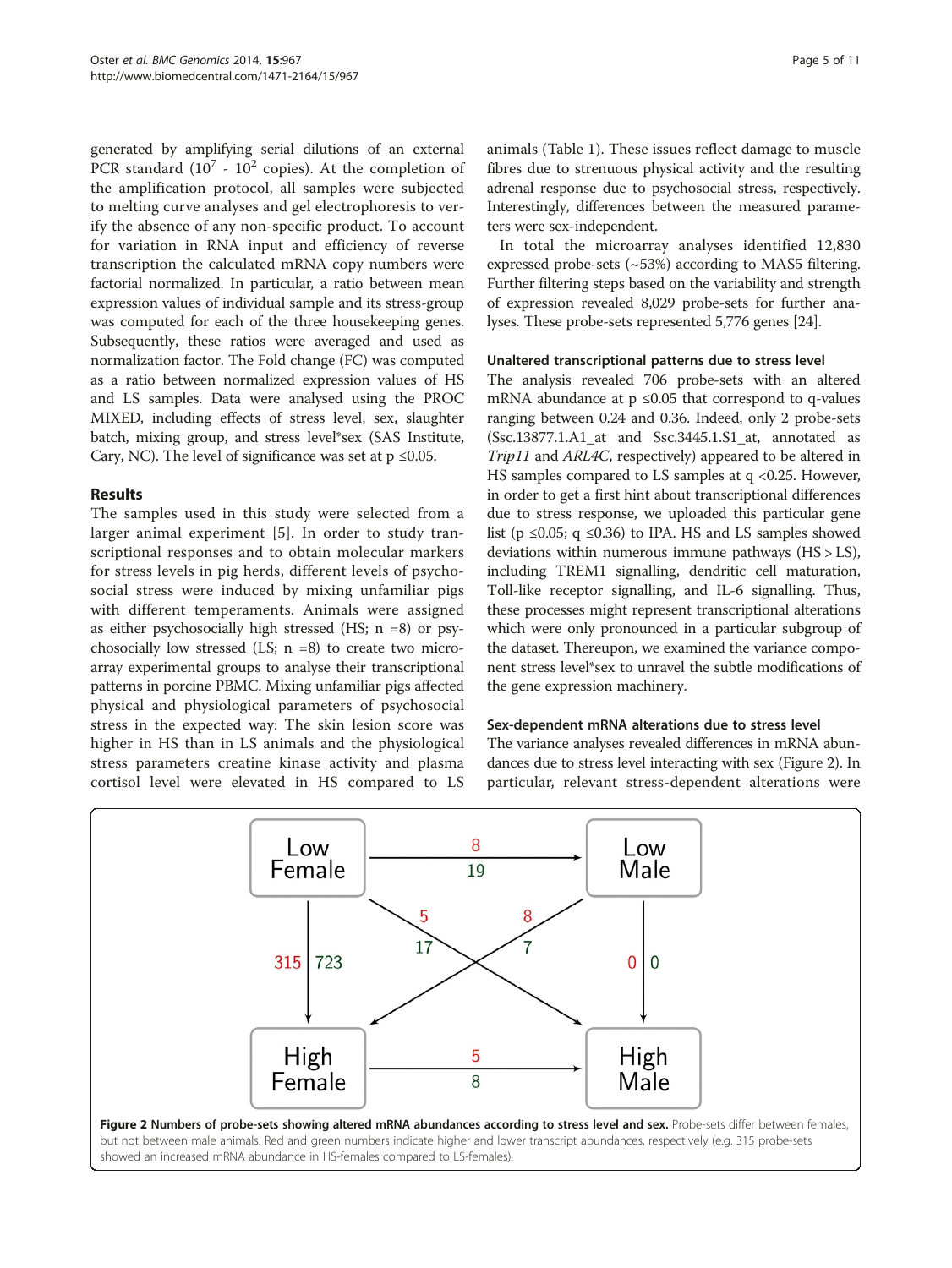generated by amplifying serial dilutions of an external PCR standard ($10^7$ - $10^2$ copies). At the completion of the amplification protocol, all samples were subjected to melting curve analyses and gel electrophoresis to verify the absence of any non-specific product. To account for variation in RNA input and efficiency of reverse transcription the calculated mRNA copy numbers were factorial normalized. In particular, a ratio between mean expression values of individual sample and its stress-group was computed for each of the three housekeeping genes. Subsequently, these ratios were averaged and used as normalization factor. The Fold change (FC) was computed as a ratio between normalized expression values of HS and LS samples. Data were analysed using the PROC MIXED, including effects of stress level, sex, slaughter batch, mixing group, and stress level*sex (SAS Institute, Cary, NC). The level of significance was set at $p \leq 0.05$.

## Results

The samples used in this study were selected from a larger animal experiment [5]. In order to study transcriptional responses and to obtain molecular markers for stress levels in pig herds, different levels of psychosocial stress were induced by mixing unfamiliar pigs with different temperaments. Animals were assigned as either psychosocially high stressed (HS; n =8) or psychosocially low stressed (LS; n =8) to create two microarray experimental groups to analyse their transcriptional patterns in porcine PBMC. Mixing unfamiliar pigs affected physical and physiological parameters of psychosocial stress in the expected way: The skin lesion score was higher in HS than in LS animals and the physiological stress parameters creatine kinase activity and plasma cortisol level were elevated in HS compared to LS animals (Table 1). These issues reflect damage to muscle fibres due to strenuous physical activity and the resulting adrenal response due to psychosocial stress, respectively. Interestingly, differences between the measured parameters were sex-independent.

In total the microarray analyses identified 12,830 expressed probe-sets (~53%) according to MAS5 filtering. Further filtering steps based on the variability and strength of expression revealed 8,029 probe-sets for further analyses. These probe-sets represented 5,776 genes [24].

### Unaltered transcriptional patterns due to stress level

The analysis revealed 706 probe-sets with an altered mRNA abundance at $p \leq 0.05$ that correspond to q-values ranging between 0.24 and 0.36. Indeed, only 2 probe-sets (Ssc.13877.1.A1_at and Ssc.3445.1.S1_at, annotated as *Trip11* and *ARL4C*, respectively) appeared to be altered in HS samples compared to LS samples at $q < 0.25$. However, in order to get a first hint about transcriptional differences due to stress response, we uploaded this particular gene list ($p \leq 0.05$; $q \leq 0.36$) to IPA. HS and LS samples showed deviations within numerous immune pathways (HS > LS), including TREM1 signalling, dendritic cell maturation, Toll-like receptor signalling, and IL-6 signalling. Thus, these processes might represent transcriptional alterations which were only pronounced in a particular subgroup of the dataset. Thereupon, we examined the variance component stress level*sex to unravel the subtle modifications of the gene expression machinery.

### Sex-dependent mRNA alterations due to stress level

The variance analyses revealed differences in mRNA abundances due to stress level interacting with sex (Figure 2). In particular, relevant stress-dependent alterations were

**Figure 2 Numbers of probe-sets showing altered mRNA abundances according to stress level and sex.** Probe-sets differ between females, but not between male animals. Red and green numbers indicate higher and lower transcript abundances, respectively (e.g. 315 probe-sets showed an increased mRNA abundance in HS-females compared to LS-females).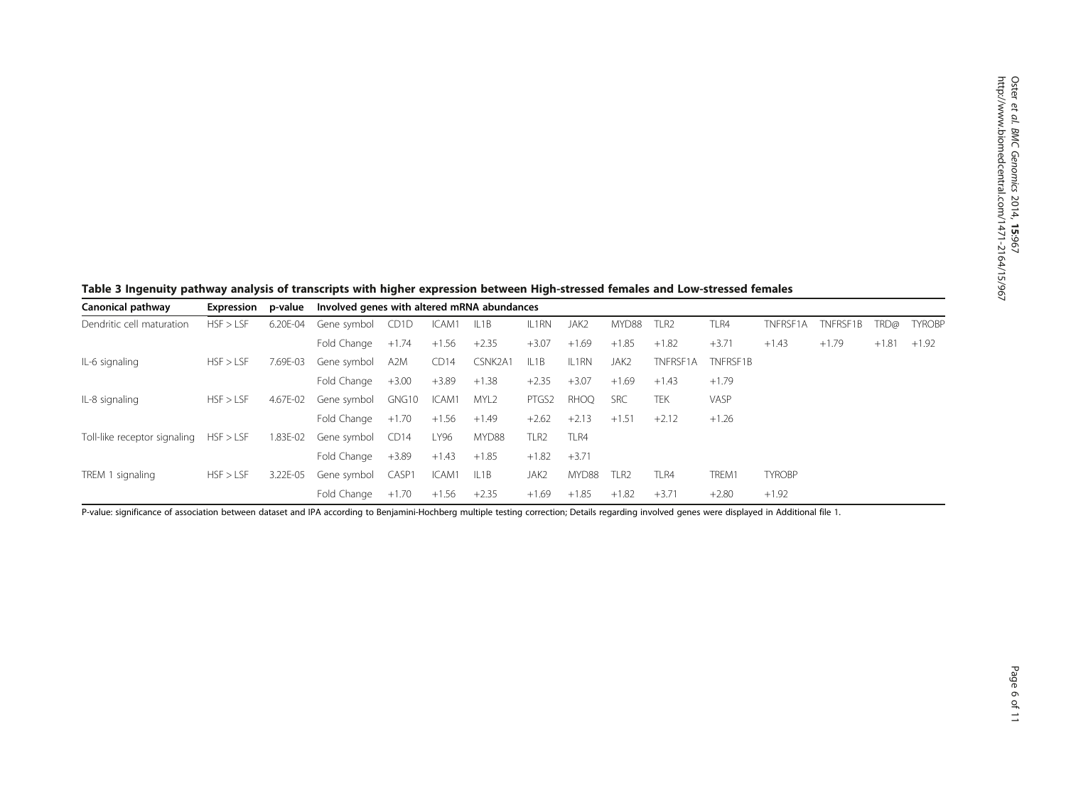**Table 3 Ingenuity pathway analysis of transcripts with higher expression between High-stressed females and Low-stressed females**

| Canonical pathway | Expression | p-value | Involved genes with altered mRNA abundances | | | | | | | | | | | | | |
|---|---|---|---|---|---|---|---|---|---|---|---|---|---|---|---|---|
| Dendritic cell maturation | HSF > LSF | 6.20E-04 | Gene symbol | CD1D | ICAM1 | IL1B | IL1RN | JAK2 | MYD88 | TLR2 | TLR4 | TNFRSF1A | TNFRSF1B | TRD@ | TYROBP |
| | | | Fold Change | +1.74 | +1.56 | +2.35 | +3.07 | +1.69 | +1.85 | +1.82 | +3.71 | +1.43 | +1.79 | +1.81 | +1.92 |
| IL-6 signaling | HSF > LSF | 7.69E-03 | Gene symbol | A2M | CD14 | CSNK2A1 | IL1B | IL1RN | JAK2 | TNFRSF1A | TNFRSF1B | | | | |
| | | | Fold Change | +3.00 | +3.89 | +1.38 | +2.35 | +3.07 | +1.69 | +1.43 | +1.79 | | | | |
| IL-8 signaling | HSF > LSF | 4.67E-02 | Gene symbol | GNG10 | ICAM1 | MYL2 | PTGS2 | RHOQ | SRC | TEK | VASP | | | | |
| | | | Fold Change | +1.70 | +1.56 | +1.49 | +2.62 | +2.13 | +1.51 | +2.12 | +1.26 | | | | |
| Toll-like receptor signaling | HSF > LSF | 1.83E-02 | Gene symbol | CD14 | LY96 | MYD88 | TLR2 | TLR4 | | | | | | | |
| | | | Fold Change | +3.89 | +1.43 | +1.85 | +1.82 | +3.71 | | | | | | | |
| TREM 1 signaling | HSF > LSF | 3.22E-05 | Gene symbol | CASP1 | ICAM1 | IL1B | JAK2 | MYD88 | TLR2 | TLR4 | TREM1 | TYROBP | | | |
| | | | Fold Change | +1.70 | +1.56 | +2.35 | +1.69 | +1.85 | +1.82 | +3.71 | +2.80 | +1.92 | | | |

P-value: significance of association between dataset and IPA according to Benjamini-Hochberg multiple testing correction; Details regarding involved genes were displayed in Additional file 1.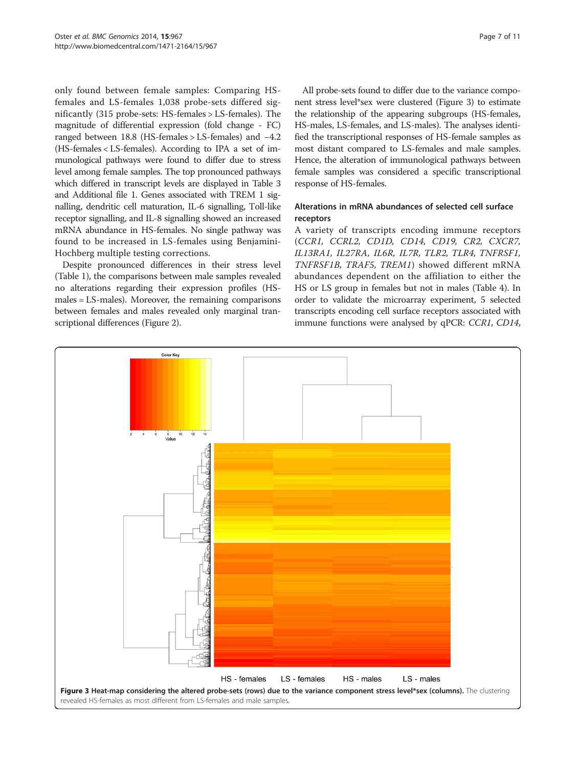only found between female samples: Comparing HS-females and LS-females 1,038 probe-sets differed significantly (315 probe-sets: HS-females > LS-females). The magnitude of differential expression (fold change - FC) ranged between 18.8 (HS-females > LS-females) and −4.2 (HS-females < LS-females). According to IPA a set of immunological pathways were found to differ due to stress level among female samples. The top pronounced pathways which differed in transcript levels are displayed in Table 3 and Additional file 1. Genes associated with TREM 1 signalling, dendritic cell maturation, IL-6 signalling, Toll-like receptor signalling, and IL-8 signalling showed an increased mRNA abundance in HS-females. No single pathway was found to be increased in LS-females using Benjamini-Hochberg multiple testing corrections.

Despite pronounced differences in their stress level (Table 1), the comparisons between male samples revealed no alterations regarding their expression profiles (HS-males = LS-males). Moreover, the remaining comparisons between females and males revealed only marginal transcriptional differences (Figure 2).

All probe-sets found to differ due to the variance component stress level*sex were clustered (Figure 3) to estimate the relationship of the appearing subgroups (HS-females, HS-males, LS-females, and LS-males). The analyses identified the transcriptional responses of HS-female samples as most distant compared to LS-females and male samples. Hence, the alteration of immunological pathways between female samples was considered a specific transcriptional response of HS-females.

### Alterations in mRNA abundances of selected cell surface receptors

A variety of transcripts encoding immune receptors (*CCR1, CCRL2, CD1D, CD14, CD19, CR2, CXCR7, IL13RA1, IL27RA, IL6R, IL7R, TLR2, TLR4, TNFRSF1, TNFRSF1B, TRAF5, TREM1*) showed different mRNA abundances dependent on the affiliation to either the HS or LS group in females but not in males (Table 4). In order to validate the microarray experiment, 5 selected transcripts encoding cell surface receptors associated with immune functions were analysed by qPCR: *CCR1*, *CD14*,

**Figure 3 Heat-map considering the altered probe-sets (rows) due to the variance component stress level*sex (columns).** The clustering revealed HS-females as most different from LS-females and male samples.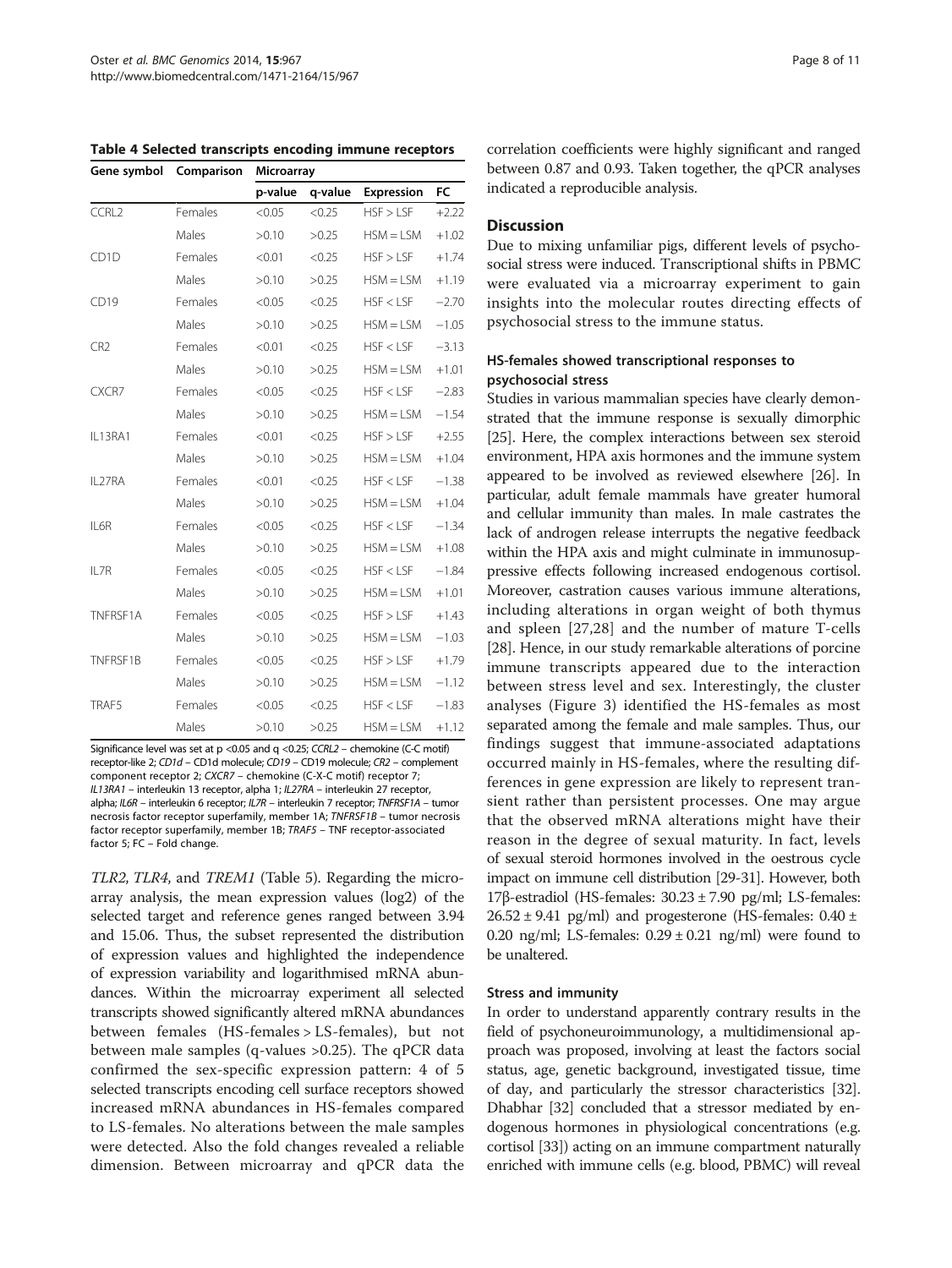**Table 4 Selected transcripts encoding immune receptors**

| Gene symbol | Comparison | Microarray | | | |
|---|---|---|---|---|---|
| | | p-value | q-value | Expression | FC |
| CCRL2 | Females | <0.05 | <0.25 | HSF > LSF | +2.22 |
| | Males | >0.10 | >0.25 | HSM = LSM | +1.02 |
| CD1D | Females | <0.01 | <0.25 | HSF > LSF | +1.74 |
| | Males | >0.10 | >0.25 | HSM = LSM | +1.19 |
| CD19 | Females | <0.05 | <0.25 | HSF < LSF | −2.70 |
| | Males | >0.10 | >0.25 | HSM = LSM | −1.05 |
| CR2 | Females | <0.01 | <0.25 | HSF < LSF | −3.13 |
| | Males | >0.10 | >0.25 | HSM = LSM | +1.01 |
| CXCR7 | Females | <0.05 | <0.25 | HSF < LSF | −2.83 |
| | Males | >0.10 | >0.25 | HSM = LSM | −1.54 |
| IL13RA1 | Females | <0.01 | <0.25 | HSF > LSF | +2.55 |
| | Males | >0.10 | >0.25 | HSM = LSM | +1.04 |
| IL27RA | Females | <0.01 | <0.25 | HSF < LSF | −1.38 |
| | Males | >0.10 | >0.25 | HSM = LSM | +1.04 |
| IL6R | Females | <0.05 | <0.25 | HSF < LSF | −1.34 |
| | Males | >0.10 | >0.25 | HSM = LSM | +1.08 |
| IL7R | Females | <0.05 | <0.25 | HSF < LSF | −1.84 |
| | Males | >0.10 | >0.25 | HSM = LSM | +1.01 |
| TNFRSF1A | Females | <0.05 | <0.25 | HSF > LSF | +1.43 |
| | Males | >0.10 | >0.25 | HSM = LSM | −1.03 |
| TNFRSF1B | Females | <0.05 | <0.25 | HSF > LSF | +1.79 |
| | Males | >0.10 | >0.25 | HSM = LSM | −1.12 |
| TRAF5 | Females | <0.05 | <0.25 | HSF < LSF | −1.83 |
| | Males | >0.10 | >0.25 | HSM = LSM | +1.12 |

Significance level was set at p <0.05 and q <0.25; *CCRL2* – chemokine (C-C motif) receptor-like 2; *CD1d* – CD1d molecule; *CD19* – CD19 molecule; *CR2* – complement component receptor 2; *CXCR7* – chemokine (C-X-C motif) receptor 7; *IL13RA1* – interleukin 13 receptor, alpha 1; *IL27RA* – interleukin 27 receptor, alpha; *IL6R* – interleukin 6 receptor; *IL7R* – interleukin 7 receptor; *TNFRSF1A* – tumor necrosis factor receptor superfamily, member 1A; *TNFRSF1B* – tumor necrosis factor receptor superfamily, member 1B; *TRAF5* – TNF receptor-associated factor 5; FC – Fold change.

*TLR2*, *TLR4*, and *TREM1* (Table 5). Regarding the microarray analysis, the mean expression values (log2) of the selected target and reference genes ranged between 3.94 and 15.06. Thus, the subset represented the distribution of expression values and highlighted the independence of expression variability and logarithmised mRNA abundances. Within the microarray experiment all selected transcripts showed significantly altered mRNA abundances between females (HS-females > LS-females), but not between male samples (q-values >0.25). The qPCR data confirmed the sex-specific expression pattern: 4 of 5 selected transcripts encoding cell surface receptors showed increased mRNA abundances in HS-females compared to LS-females. No alterations between the male samples were detected. Also the fold changes revealed a reliable dimension. Between microarray and qPCR data the correlation coefficients were highly significant and ranged between 0.87 and 0.93. Taken together, the qPCR analyses indicated a reproducible analysis.

## Discussion

Due to mixing unfamiliar pigs, different levels of psychosocial stress were induced. Transcriptional shifts in PBMC were evaluated via a microarray experiment to gain insights into the molecular routes directing effects of psychosocial stress to the immune status.

### HS-females showed transcriptional responses to psychosocial stress

Studies in various mammalian species have clearly demonstrated that the immune response is sexually dimorphic [25]. Here, the complex interactions between sex steroid environment, HPA axis hormones and the immune system appeared to be involved as reviewed elsewhere [26]. In particular, adult female mammals have greater humoral and cellular immunity than males. In male castrates the lack of androgen release interrupts the negative feedback within the HPA axis and might culminate in immunosuppressive effects following increased endogenous cortisol. Moreover, castration causes various immune alterations, including alterations in organ weight of both thymus and spleen [27,28] and the number of mature T-cells [28]. Hence, in our study remarkable alterations of porcine immune transcripts appeared due to the interaction between stress level and sex. Interestingly, the cluster analyses (Figure 3) identified the HS-females as most separated among the female and male samples. Thus, our findings suggest that immune-associated adaptations occurred mainly in HS-females, where the resulting differences in gene expression are likely to represent transient rather than persistent processes. One may argue that the observed mRNA alterations might have their reason in the degree of sexual maturity. In fact, levels of sexual steroid hormones involved in the oestrous cycle impact on immune cell distribution [29-31]. However, both 17β-estradiol (HS-females: $30.23 \pm 7.90$ pg/ml; LS-females: $26.52 \pm 9.41$ pg/ml) and progesterone (HS-females: $0.40 \pm 0.20$ ng/ml; LS-females: $0.29 \pm 0.21$ ng/ml) were found to be unaltered.

### Stress and immunity

In order to understand apparently contrary results in the field of psychoneuroimmunology, a multidimensional approach was proposed, involving at least the factors social status, age, genetic background, investigated tissue, time of day, and particularly the stressor characteristics [32]. Dhabhar [32] concluded that a stressor mediated by endogenous hormones in physiological concentrations (e.g. cortisol [33]) acting on an immune compartment naturally enriched with immune cells (e.g. blood, PBMC) will reveal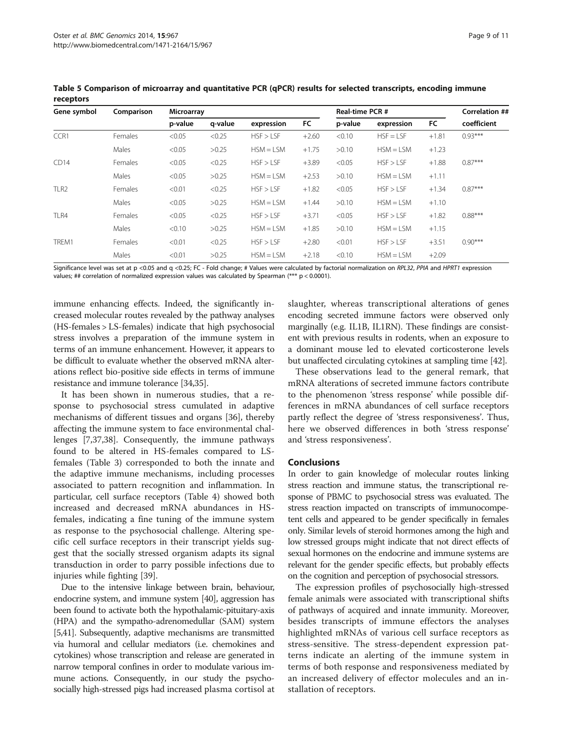**Table 5 Comparison of microarray and quantitative PCR (qPCR) results for selected transcripts, encoding immune receptors**

| Gene symbol | Comparison | Microarray | | | | Real-time PCR # | | | Correlation ## |
|---|---|---|---|---|---|---|---|---|---|
| | | p-value | q-value | expression | FC | p-value | expression | FC | coefficient |
| CCR1 | Females | <0.05 | <0.25 | HSF > LSF | +2.60 | <0.10 | HSF = LSF | +1.81 | 0.93*** |
| | Males | <0.05 | >0.25 | HSM = LSM | +1.75 | >0.10 | HSM = LSM | +1.23 | |
| CD14 | Females | <0.05 | <0.25 | HSF > LSF | +3.89 | <0.05 | HSF > LSF | +1.88 | 0.87*** |
| | Males | <0.05 | >0.25 | HSM = LSM | +2.53 | >0.10 | HSM = LSM | +1.11 | |
| TLR2 | Females | <0.01 | <0.25 | HSF > LSF | +1.82 | <0.05 | HSF > LSF | +1.34 | 0.87*** |
| | Males | <0.05 | >0.25 | HSM = LSM | +1.44 | >0.10 | HSM = LSM | +1.10 | |
| TLR4 | Females | <0.05 | <0.25 | HSF > LSF | +3.71 | <0.05 | HSF > LSF | +1.82 | 0.88*** |
| | Males | <0.10 | >0.25 | HSM = LSM | +1.85 | >0.10 | HSM = LSM | +1.15 | |
| TREM1 | Females | <0.01 | <0.25 | HSF > LSF | +2.80 | <0.01 | HSF > LSF | +3.51 | 0.90*** |
| | Males | <0.01 | >0.25 | HSM = LSM | +2.18 | <0.10 | HSM = LSM | +2.09 | |

Significance level was set at $p < 0.05$ and $q < 0.25$; FC - Fold change; # Values were calculated by factorial normalization on *RPL32*, *PPIA* and *HPRT1* expression values; ## correlation of normalized expression values was calculated by Spearman (*** $p < 0.0001$).

immune enhancing effects. Indeed, the significantly increased molecular routes revealed by the pathway analyses (HS-females > LS-females) indicate that high psychosocial stress involves a preparation of the immune system in terms of an immune enhancement. However, it appears to be difficult to evaluate whether the observed mRNA alterations reflect bio-positive side effects in terms of immune resistance and immune tolerance [34,35].

It has been shown in numerous studies, that a response to psychosocial stress cumulated in adaptive mechanisms of different tissues and organs [36], thereby affecting the immune system to face environmental challenges [7,37,38]. Consequently, the immune pathways found to be altered in HS-females compared to LS-females (Table 3) corresponded to both the innate and the adaptive immune mechanisms, including processes associated to pattern recognition and inflammation. In particular, cell surface receptors (Table 4) showed both increased and decreased mRNA abundances in HS-females, indicating a fine tuning of the immune system as response to the psychosocial challenge. Altering specific cell surface receptors in their transcript yields suggest that the socially stressed organism adapts its signal transduction in order to parry possible infections due to injuries while fighting [39].

Due to the intensive linkage between brain, behaviour, endocrine system, and immune system [40], aggression has been found to activate both the hypothalamic-pituitary-axis (HPA) and the sympatho-adrenomedullar (SAM) system [5,41]. Subsequently, adaptive mechanisms are transmitted via humoral and cellular mediators (i.e. chemokines and cytokines) whose transcription and release are generated in narrow temporal confines in order to modulate various immune actions. Consequently, in our study the psychosocially high-stressed pigs had increased plasma cortisol at slaughter, whereas transcriptional alterations of genes encoding secreted immune factors were observed only marginally (e.g. IL1B, IL1RN). These findings are consistent with previous results in rodents, when an exposure to a dominant mouse led to elevated corticosterone levels but unaffected circulating cytokines at sampling time [42].

These observations lead to the general remark, that mRNA alterations of secreted immune factors contribute to the phenomenon 'stress response' while possible differences in mRNA abundances of cell surface receptors partly reflect the degree of 'stress responsiveness'. Thus, here we observed differences in both 'stress response' and 'stress responsiveness'.

## Conclusions

In order to gain knowledge of molecular routes linking stress reaction and immune status, the transcriptional response of PBMC to psychosocial stress was evaluated. The stress reaction impacted on transcripts of immunocompetent cells and appeared to be gender specifically in females only. Similar levels of steroid hormones among the high and low stressed groups might indicate that not direct effects of sexual hormones on the endocrine and immune systems are relevant for the gender specific effects, but probably effects on the cognition and perception of psychosocial stressors.

The expression profiles of psychosocially high-stressed female animals were associated with transcriptional shifts of pathways of acquired and innate immunity. Moreover, besides transcripts of immune effectors the analyses highlighted mRNAs of various cell surface receptors as stress-sensitive. The stress-dependent expression patterns indicate an alerting of the immune system in terms of both response and responsiveness mediated by an increased delivery of effector molecules and an installation of receptors.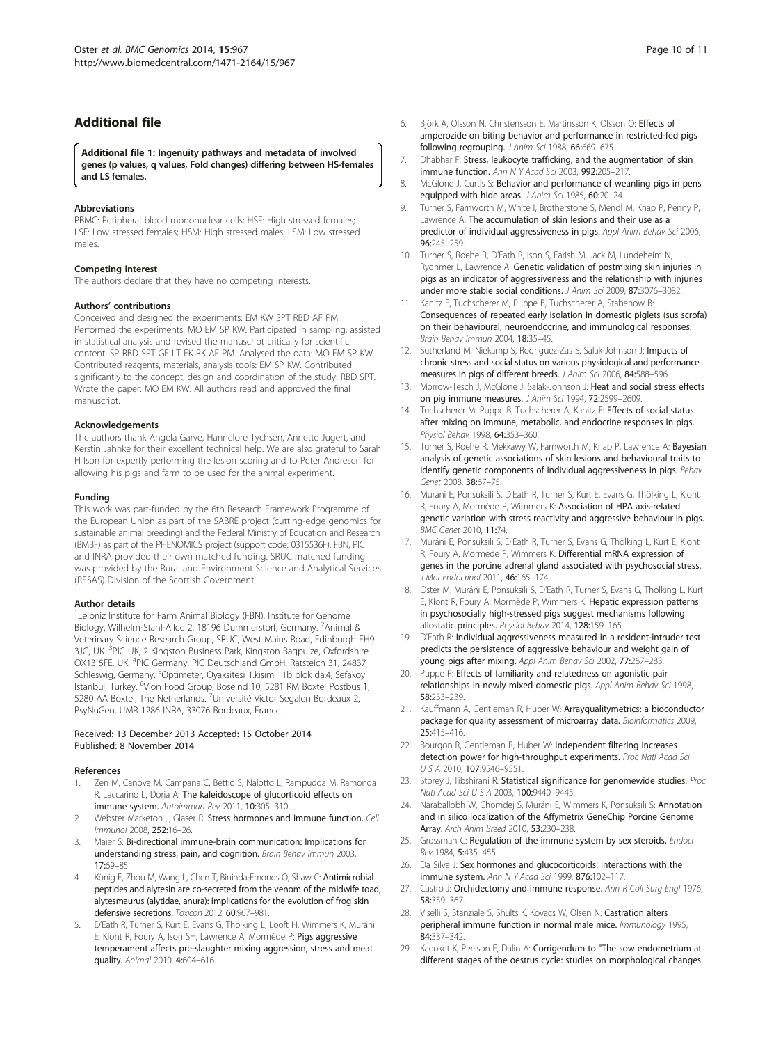## Additional file

**Additional file 1: Ingenuity pathways and metadata of involved genes (p values, q values, Fold changes) differing between HS-females and LS females.**

#### Abbreviations

PBMC: Peripheral blood mononuclear cells; HSF: High stressed females; LSF: Low stressed females; HSM: High stressed males; LSM: Low stressed males.

#### Competing interest

The authors declare that they have no competing interests.

#### Authors' contributions

Conceived and designed the experiments: EM KW SPT RBD AF PM. Performed the experiments: MO EM SP KW. Participated in sampling, assisted in statistical analysis and revised the manuscript critically for scientific content: SP RBD SPT GE LT EK RK AF PM. Analysed the data: MO EM SP KW. Contributed reagents, materials, analysis tools: EM SP KW. Contributed significantly to the concept, design and coordination of the study: RBD SPT. Wrote the paper: MO EM KW. All authors read and approved the final manuscript.

#### Acknowledgements

The authors thank Angela Garve, Hannelore Tychsen, Annette Jugert, and Kerstin Jahnke for their excellent technical help. We are also grateful to Sarah H Ison for expertly performing the lesion scoring and to Peter Andresen for allowing his pigs and farm to be used for the animal experiment.

#### Funding

This work was part-funded by the 6th Research Framework Programme of the European Union as part of the SABRE project (cutting-edge genomics for sustainable animal breeding) and the Federal Ministry of Education and Research (BMBF) as part of the PHENOMICS project (support code: 0315536F). FBN, PIC and INRA provided their own matched funding. SRUC matched funding was provided by the Rural and Environment Science and Analytical Services (RESAS) Division of the Scottish Government.

#### Author details

[1]Leibniz Institute for Farm Animal Biology (FBN), Institute for Genome Biology, Wilhelm-Stahl-Allee 2, 18196 Dummerstorf, Germany. [2]Animal & Veterinary Science Research Group, SRUC, West Mains Road, Edinburgh EH9 3JG, UK. [3]PIC UK, 2 Kingston Business Park, Kingston Bagpuize, Oxfordshire OX13 5FE, UK. [4]PIC Germany, PIC Deutschland GmbH, Ratsteich 31, 24837 Schleswig, Germany. [5]Optimeter, Oyaksitesi 1.kisim 11b blok da:4, Sefakoy, Istanbul, Turkey. [6]Vion Food Group, Boseind 10, 5281 RM Boxtel Postbus 1, 5280 AA Boxtel, The Netherlands. [7]Université Victor Segalen Bordeaux 2, PsyNuGen, UMR 1286 INRA, 33076 Bordeaux, France.

Received: 13 December 2013 Accepted: 15 October 2014
Published: 8 November 2014

#### References

1. Zen M, Canova M, Campana C, Bettio S, Nalotto L, Rampudda M, Ramonda R, Laccarino L, Doria A: **The kaleidoscope of glucorticoid effects on immune system.** *Autoimmun Rev* 2011, **10:**305–310.
2. Webster Marketon J, Glaser R: **Stress hormones and immune function.** *Cell Immunol* 2008, **252:**16–26.
3. Maier S: **Bi-directional immune-brain communication: Implications for understanding stress, pain, and cognition.** *Brain Behav Immun* 2003, **17:**69–85.
4. König E, Zhou M, Wang L, Chen T, Bininda-Emonds O, Shaw C: **Antimicrobial peptides and alytesin are co-secreted from the venom of the midwife toad, alytesmaurus (alytidae, anura): implications for the evolution of frog skin defensive secretions.** *Toxicon* 2012, **60:**967–981.
5. D'Eath R, Turner S, Kurt E, Evans G, Thölking L, Looft H, Wimmers K, Muráni E, Klont R, Foury A, Ison SH, Lawrence A, Mormède P: **Pigs aggressive temperament affects pre-slaughter mixing aggression, stress and meat quality.** *Animal* 2010, **4:**604–616.
6. Björk A, Olsson N, Christensson E, Martinsson K, Olsson O: **Effects of amperozide on biting behavior and performance in restricted-fed pigs following regrouping.** *J Anim Sci* 1988, **66:**669–675.
7. Dhabhar F: **Stress, leukocyte trafficking, and the augmentation of skin immune function.** *Ann N Y Acad Sci* 2003, **992:**205–217.
8. McGlone J, Curtis S: **Behavior and performance of weanling pigs in pens equipped with hide areas.** *J Anim Sci* 1985, **60:**20–24.
9. Turner S, Farnworth M, White I, Brotherstone S, Mendl M, Knap P, Penny P, Lawrence A: **The accumulation of skin lesions and their use as a predictor of individual aggressiveness in pigs.** *Appl Anim Behav Sci* 2006, **96:**245–259.
10. Turner S, Roehe R, D'Eath R, Ison S, Farish M, Jack M, Lundeheim N, Rydhmer L, Lawrence A: **Genetic validation of postmixing skin injuries in pigs as an indicator of aggressiveness and the relationship with injuries under more stable social conditions.** *J Anim Sci* 2009, **87:**3076–3082.
11. Kanitz E, Tuchscherer M, Puppe B, Tuchscherer A, Stabenow B: **Consequences of repeated early isolation in domestic piglets (sus scrofa) on their behavioural, neuroendocrine, and immunological responses.** *Brain Behav Immun* 2004, **18:**35–45.
12. Sutherland M, Niekamp S, Rodriguez-Zas S, Salak-Johnson J: **Impacts of chronic stress and social status on various physiological and performance measures in pigs of different breeds.** *J Anim Sci* 2006, **84:**588–596.
13. Morrow-Tesch J, McGlone J, Salak-Johnson J: **Heat and social stress effects on pig immune measures.** *J Anim Sci* 1994, **72:**2599–2609.
14. Tuchscherer M, Puppe B, Tuchscherer A, Kanitz E: **Effects of social status after mixing on immune, metabolic, and endocrine responses in pigs.** *Physiol Behav* 1998, **64:**353–360.
15. Turner S, Roehe R, Mekkawy W, Farnworth M, Knap P, Lawrence A: **Bayesian analysis of genetic associations of skin lesions and behavioural traits to identify genetic components of individual aggressiveness in pigs.** *Behav Genet* 2008, **38:**67–75.
16. Muráni E, Ponsuksili S, D'Eath R, Turner S, Kurt E, Evans G, Thölking L, Klont R, Foury A, Mormède P, Wimmers K: **Association of HPA axis-related genetic variation with stress reactivity and aggressive behaviour in pigs.** *BMC Genet* 2010, **11:**74.
17. Muráni E, Ponsuksili S, D'Eath R, Turner S, Evans G, Thölking L, Kurt E, Klont R, Foury A, Mormède P, Wimmers K: **Differential mRNA expression of genes in the porcine adrenal gland associated with psychosocial stress.** *J Mol Endocrinol* 2011, **46:**165–174.
18. Oster M, Muráni E, Ponsuksili S, D'Eath R, Turner S, Evans G, Thölking L, Kurt E, Klont R, Foury A, Mormède P, Wimmers K: **Hepatic expression patterns in psychosocially high-stressed pigs suggest mechanisms following allostatic principles.** *Physiol Behav* 2014, **128:**159–165.
19. D'Eath R: **Individual aggressiveness measured in a resident-intruder test predicts the persistence of aggressive behaviour and weight gain of young pigs after mixing.** *Appl Anim Behav Sci* 2002, **77:**267–283.
20. Puppe P: **Effects of familiarity and relatedness on agonistic pair relationships in newly mixed domestic pigs.** *Appl Anim Behav Sci* 1998, **58:**233–239.
21. Kauffmann A, Gentleman R, Huber W: **Arrayqualitymetrics: a bioconductor package for quality assessment of microarray data.** *Bioinformatics* 2009, **25:**415–416.
22. Bourgon R, Gentleman R, Huber W: **Independent filtering increases detection power for high-throughput experiments.** *Proc Natl Acad Sci U S A* 2010, **107:**9546–9551.
23. Storey J, Tibshirani R: **Statistical significance for genomewide studies.** *Proc Natl Acad Sci U S A* 2003, **100:**9440–9445.
24. Naraballobh W, Chomdej S, Muráni E, Wimmers K, Ponsuksili S: **Annotation and in silico localization of the Affymetrix GeneChip Porcine Genome Array.** *Arch Anim Breed* 2010, **53:**230–238.
25. Grossman C: **Regulation of the immune system by sex steroids.** *Endocr Rev* 1984, **5:**435–455.
26. Da Silva J: **Sex hormones and glucocorticoids: interactions with the immune system.** *Ann N Y Acad Sci* 1999, **876:**102–117.
27. Castro J: **Orchidectomy and immune response.** *Ann R Coll Surg Engl* 1976, **58:**359–367.
28. Viselli S, Stanziale S, Shults K, Kovacs W, Olsen N: **Castration alters peripheral immune function in normal male mice.** *Immunology* 1995, **84:**337–342.
29. Kaeoket K, Persson E, Dalin A: **Corrigendum to "The sow endometrium at different stages of the oestrus cycle: studies on morphological changes**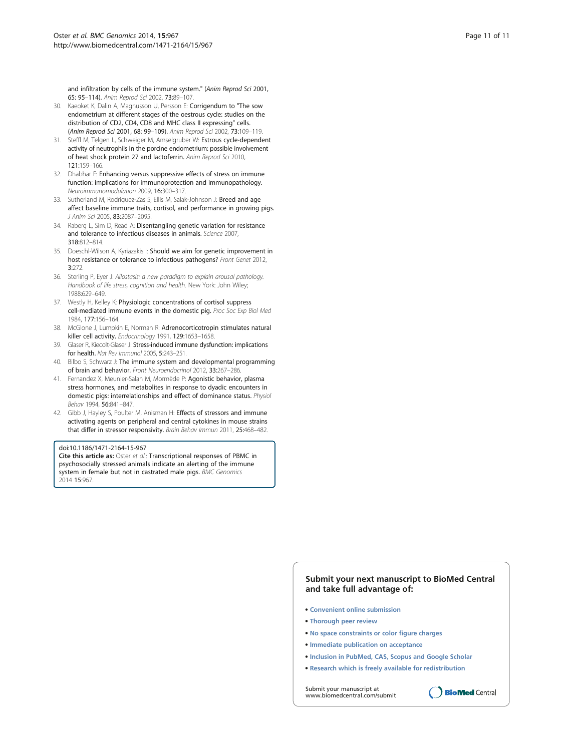and infiltration by cells of the immune system." (*Anim Reprod Sci* 2001, 65: 95–114). *Anim Reprod Sci* 2002, **73:**89–107.

30. Kaeoket K, Dalin A, Magnusson U, Persson E: **Corrigendum to "The sow endometrium at different stages of the oestrous cycle: studies on the distribution of CD2, CD4, CD8 and MHC class II expressing" cells.** (*Anim Reprod Sci* 2001, 68: 99–109). *Anim Reprod Sci* 2002, **73:**109–119.
31. Steffl M, Telgen L, Schweiger M, Amselgruber W: **Estrous cycle-dependent activity of neutrophils in the porcine endometrium: possible involvement of heat shock protein 27 and lactoferrin.** *Anim Reprod Sci* 2010, **121:**159–166.
32. Dhabhar F: **Enhancing versus suppressive effects of stress on immune function: implications for immunoprotection and immunopathology.** *Neuroimmunomodulation* 2009, **16:**300–317.
33. Sutherland M, Rodriguez-Zas S, Ellis M, Salak-Johnson J: **Breed and age affect baseline immune traits, cortisol, and performance in growing pigs.** *J Anim Sci* 2005, **83:**2087–2095.
34. Raberg L, Sim D, Read A: **Disentangling genetic variation for resistance and tolerance to infectious diseases in animals.** *Science* 2007, **318:**812–814.
35. Doeschl-Wilson A, Kyriazakis I: **Should we aim for genetic improvement in host resistance or tolerance to infectious pathogens?** *Front Genet* 2012, **3:**272.
36. Sterling P, Eyer J: *Allostasis: a new paradigm to explain arousal pathology. Handbook of life stress, cognition and health.* New York: John Wiley; 1988:629–649.
37. Westly H, Kelley K: **Physiologic concentrations of cortisol suppress cell-mediated immune events in the domestic pig.** *Proc Soc Exp Biol Med* 1984, **177:**156–164.
38. McGlone J, Lumpkin E, Norman R: **Adrenocorticotropin stimulates natural killer cell activity.** *Endocrinology* 1991, **129:**1653–1658.
39. Glaser R, Kiecolt-Glaser J: **Stress-induced immune dysfunction: implications for health.** *Nat Rev Immunol* 2005, **5:**243–251.
40. Bilbo S, Schwarz J: **The immune system and developmental programming of brain and behavior.** *Front Neuroendocrinol* 2012, **33:**267–286.
41. Fernandez X, Meunier-Salan M, Mormède P: **Agonistic behavior, plasma stress hormones, and metabolites in response to dyadic encounters in domestic pigs: interrelationships and effect of dominance status.** *Physiol Behav* 1994, **56:**841–847.
42. Gibb J, Hayley S, Poulter M, Anisman H: **Effects of stressors and immune activating agents on peripheral and central cytokines in mouse strains that differ in stressor responsivity.** *Brain Behav Immun* 2011, **25:**468–482.

doi:10.1186/1471-2164-15-967
**Cite this article as:** Oster *et al.*: Transcriptional responses of PBMC in psychosocially stressed animals indicate an alerting of the immune system in female but not in castrated male pigs. *BMC Genomics* 2014 **15**:967.

**Submit your next manuscript to BioMed Central and take full advantage of:**

- Convenient online submission
- Thorough peer review
- No space constraints or color figure charges
- Immediate publication on acceptance
- Inclusion in PubMed, CAS, Scopus and Google Scholar
- Research which is freely available for redistribution

Submit your manuscript at www.biomedcentral.com/submit

BioMed Central